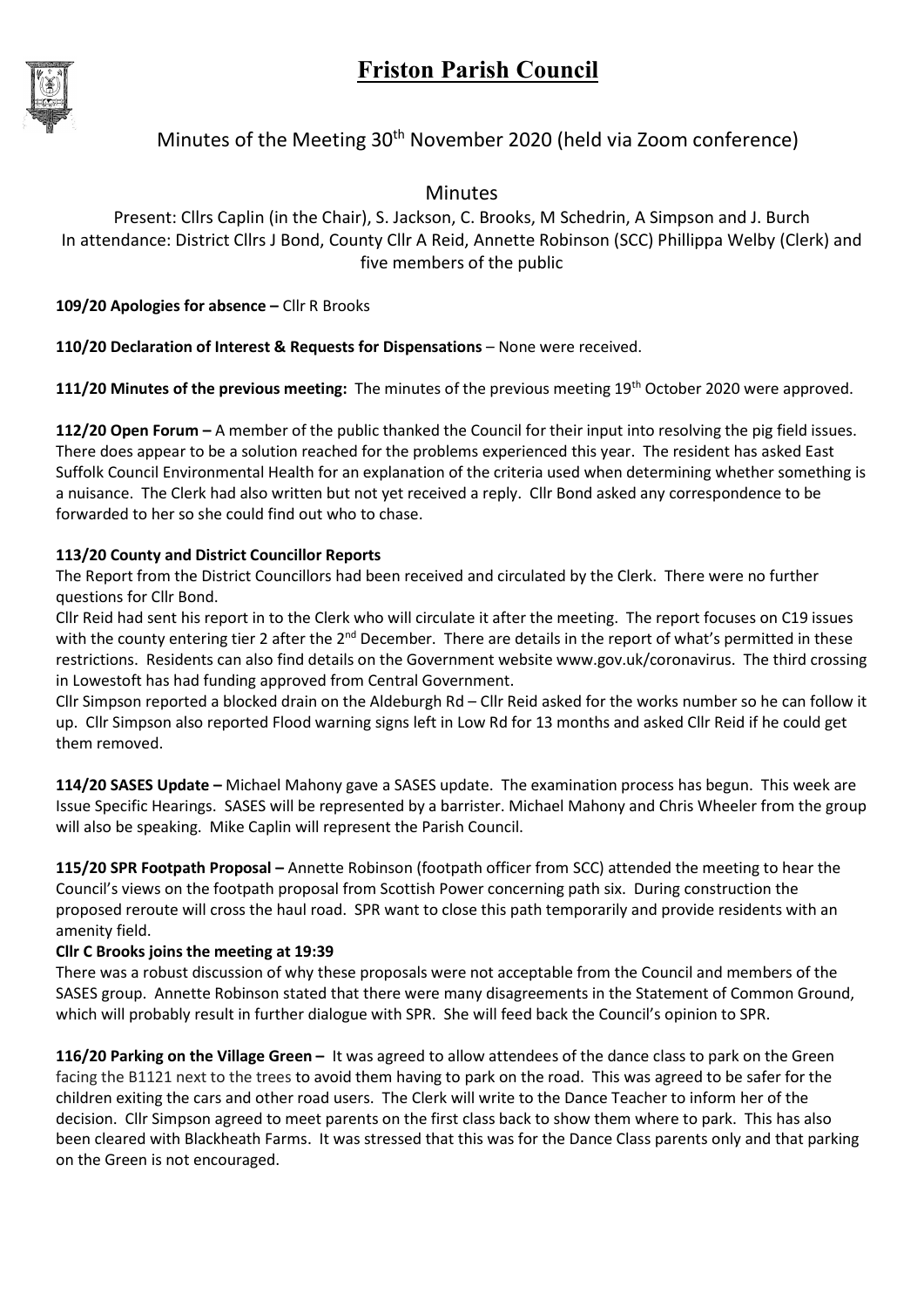# Friston Parish Council

## Minutes of the Meeting 30th November 2020 (held via Zoom conference)

### Minutes

Present: Cllrs Caplin (in the Chair), S. Jackson, C. Brooks, M Schedrin, A Simpson and J. Burch
In attendance: District Cllrs J Bond, County Cllr A Reid, Annette Robinson (SCC) Phillippa Welby (Clerk) and five members of the public

**109/20 Apologies for absence –** Cllr R Brooks

**110/20 Declaration of Interest & Requests for Dispensations** – None were received.

**111/20 Minutes of the previous meeting:** The minutes of the previous meeting 19th October 2020 were approved.

**112/20 Open Forum –** A member of the public thanked the Council for their input into resolving the pig field issues. There does appear to be a solution reached for the problems experienced this year. The resident has asked East Suffolk Council Environmental Health for an explanation of the criteria used when determining whether something is a nuisance. The Clerk had also written but not yet received a reply. Cllr Bond asked any correspondence to be forwarded to her so she could find out who to chase.

**113/20 County and District Councillor Reports**

The Report from the District Councillors had been received and circulated by the Clerk. There were no further questions for Cllr Bond.

Cllr Reid had sent his report in to the Clerk who will circulate it after the meeting. The report focuses on C19 issues with the county entering tier 2 after the 2nd December. There are details in the report of what's permitted in these restrictions. Residents can also find details on the Government website www.gov.uk/coronavirus. The third crossing in Lowestoft has had funding approved from Central Government.

Cllr Simpson reported a blocked drain on the Aldeburgh Rd – Cllr Reid asked for the works number so he can follow it up. Cllr Simpson also reported Flood warning signs left in Low Rd for 13 months and asked Cllr Reid if he could get them removed.

**114/20 SASES Update –** Michael Mahony gave a SASES update. The examination process has begun. This week are Issue Specific Hearings. SASES will be represented by a barrister. Michael Mahony and Chris Wheeler from the group will also be speaking. Mike Caplin will represent the Parish Council.

**115/20 SPR Footpath Proposal –** Annette Robinson (footpath officer from SCC) attended the meeting to hear the Council's views on the footpath proposal from Scottish Power concerning path six. During construction the proposed reroute will cross the haul road. SPR want to close this path temporarily and provide residents with an amenity field.

**Cllr C Brooks joins the meeting at 19:39**

There was a robust discussion of why these proposals were not acceptable from the Council and members of the SASES group. Annette Robinson stated that there were many disagreements in the Statement of Common Ground, which will probably result in further dialogue with SPR. She will feed back the Council's opinion to SPR.

**116/20 Parking on the Village Green –** It was agreed to allow attendees of the dance class to park on the Green facing the B1121 next to the trees to avoid them having to park on the road. This was agreed to be safer for the children exiting the cars and other road users. The Clerk will write to the Dance Teacher to inform her of the decision. Cllr Simpson agreed to meet parents on the first class back to show them where to park. This has also been cleared with Blackheath Farms. It was stressed that this was for the Dance Class parents only and that parking on the Green is not encouraged.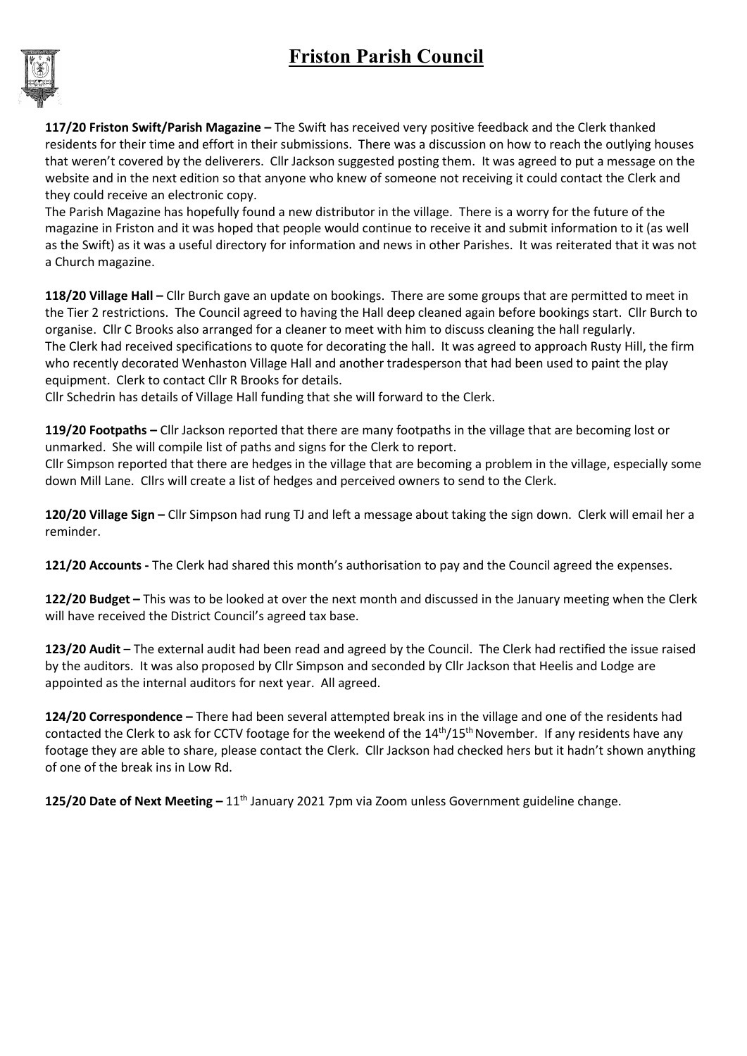# Friston Parish Council

**117/20 Friston Swift/Parish Magazine –** The Swift has received very positive feedback and the Clerk thanked residents for their time and effort in their submissions. There was a discussion on how to reach the outlying houses that weren't covered by the deliverers. Cllr Jackson suggested posting them. It was agreed to put a message on the website and in the next edition so that anyone who knew of someone not receiving it could contact the Clerk and they could receive an electronic copy.

The Parish Magazine has hopefully found a new distributor in the village. There is a worry for the future of the magazine in Friston and it was hoped that people would continue to receive it and submit information to it (as well as the Swift) as it was a useful directory for information and news in other Parishes. It was reiterated that it was not a Church magazine.

**118/20 Village Hall –** Cllr Burch gave an update on bookings. There are some groups that are permitted to meet in the Tier 2 restrictions. The Council agreed to having the Hall deep cleaned again before bookings start. Cllr Burch to organise. Cllr C Brooks also arranged for a cleaner to meet with him to discuss cleaning the hall regularly.

The Clerk had received specifications to quote for decorating the hall. It was agreed to approach Rusty Hill, the firm who recently decorated Wenhaston Village Hall and another tradesperson that had been used to paint the play equipment. Clerk to contact Cllr R Brooks for details.

Cllr Schedrin has details of Village Hall funding that she will forward to the Clerk.

**119/20 Footpaths –** Cllr Jackson reported that there are many footpaths in the village that are becoming lost or unmarked. She will compile list of paths and signs for the Clerk to report.

Cllr Simpson reported that there are hedges in the village that are becoming a problem in the village, especially some down Mill Lane. Cllrs will create a list of hedges and perceived owners to send to the Clerk.

**120/20 Village Sign –** Cllr Simpson had rung TJ and left a message about taking the sign down. Clerk will email her a reminder.

**121/20 Accounts -** The Clerk had shared this month's authorisation to pay and the Council agreed the expenses.

**122/20 Budget –** This was to be looked at over the next month and discussed in the January meeting when the Clerk will have received the District Council's agreed tax base.

**123/20 Audit** – The external audit had been read and agreed by the Council. The Clerk had rectified the issue raised by the auditors. It was also proposed by Cllr Simpson and seconded by Cllr Jackson that Heelis and Lodge are appointed as the internal auditors for next year. All agreed.

**124/20 Correspondence –** There had been several attempted break ins in the village and one of the residents had contacted the Clerk to ask for CCTV footage for the weekend of the 14th/15th November. If any residents have any footage they are able to share, please contact the Clerk. Cllr Jackson had checked hers but it hadn't shown anything of one of the break ins in Low Rd.

**125/20 Date of Next Meeting –** 11th January 2021 7pm via Zoom unless Government guideline change.